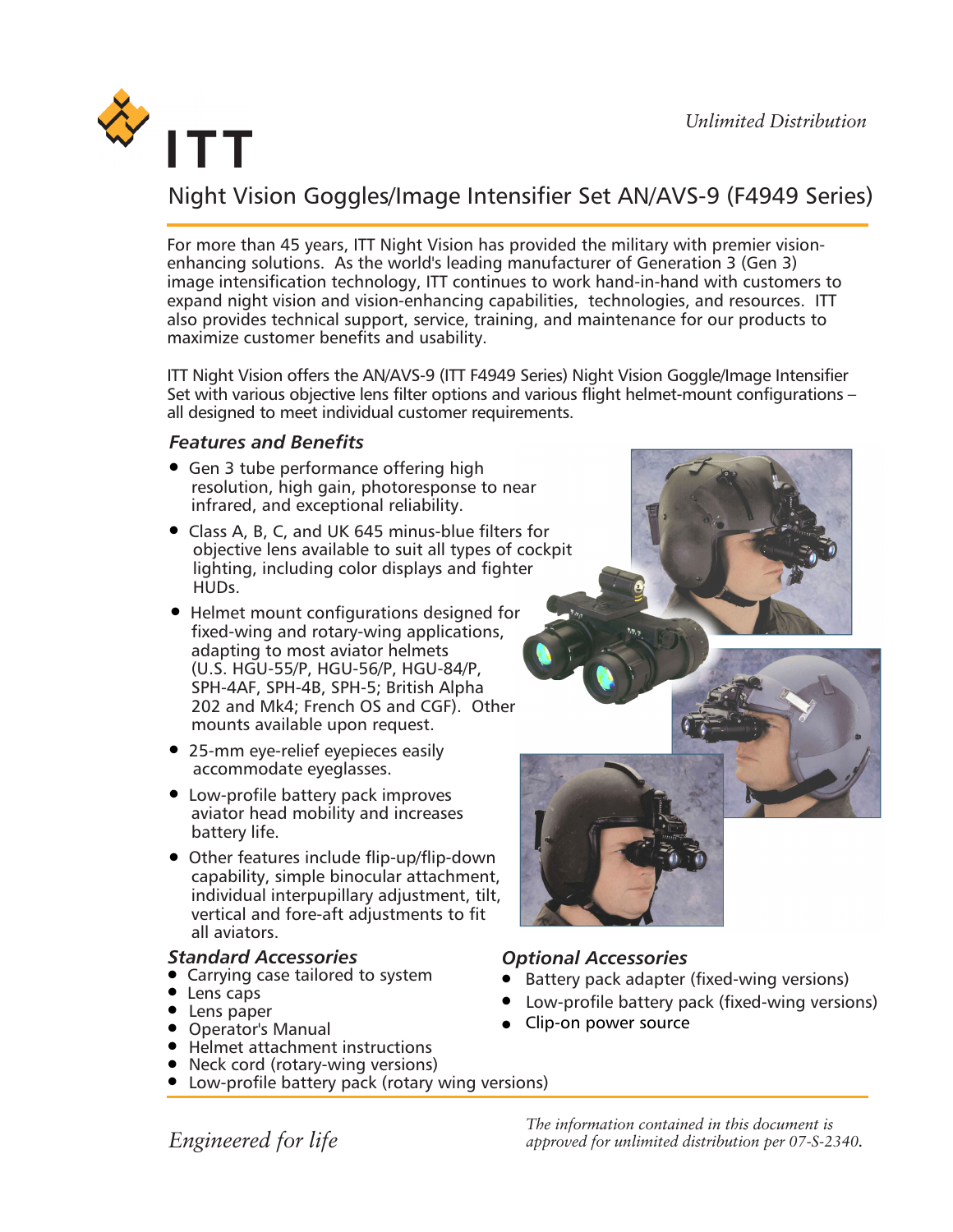*Unlimited Distribution*

# ITT

## Night Vision Goggles/Image Intensifier Set AN/AVS-9 (F4949 Series)

For more than 45 years, ITT Night Vision has provided the military with premier vision-enhancing solutions. As the world's leading manufacturer of Generation 3 (Gen 3) image intensification technology, ITT continues to work hand-in-hand with customers to expand night vision and vision-enhancing capabilities, technologies, and resources. ITT also provides technical support, service, training, and maintenance for our products to maximize customer benefits and usability.

ITT Night Vision offers the AN/AVS-9 (ITT F4949 Series) Night Vision Goggle/Image Intensifier Set with various objective lens filter options and various flight helmet-mount configurations – all designed to meet individual customer requirements.

### *Features and Benefits*

- Gen 3 tube performance offering high resolution, high gain, photoresponse to near infrared, and exceptional reliability.
- Class A, B, C, and UK 645 minus-blue filters for objective lens available to suit all types of cockpit lighting, including color displays and fighter HUDs.
- Helmet mount configurations designed for fixed-wing and rotary-wing applications, adapting to most aviator helmets (U.S. HGU-55/P, HGU-56/P, HGU-84/P, SPH-4AF, SPH-4B, SPH-5; British Alpha 202 and Mk4; French OS and CGF). Other mounts available upon request.
- 25-mm eye-relief eyepieces easily accommodate eyeglasses.
- Low-profile battery pack improves aviator head mobility and increases battery life.
- Other features include flip-up/flip-down capability, simple binocular attachment, individual interpupillary adjustment, tilt, vertical and fore-aft adjustments to fit all aviators.

### *Standard Accessories*

- Carrying case tailored to system
- Lens caps
- Lens paper
- Operator's Manual
- Helmet attachment instructions
- Neck cord (rotary-wing versions)
- Low-profile battery pack (rotary wing versions)

### *Optional Accessories*

- Battery pack adapter (fixed-wing versions)
- Low-profile battery pack (fixed-wing versions)
- Clip-on power source

*Engineered for life*

*The information contained in this document is approved for unlimited distribution per 07-S-2340.*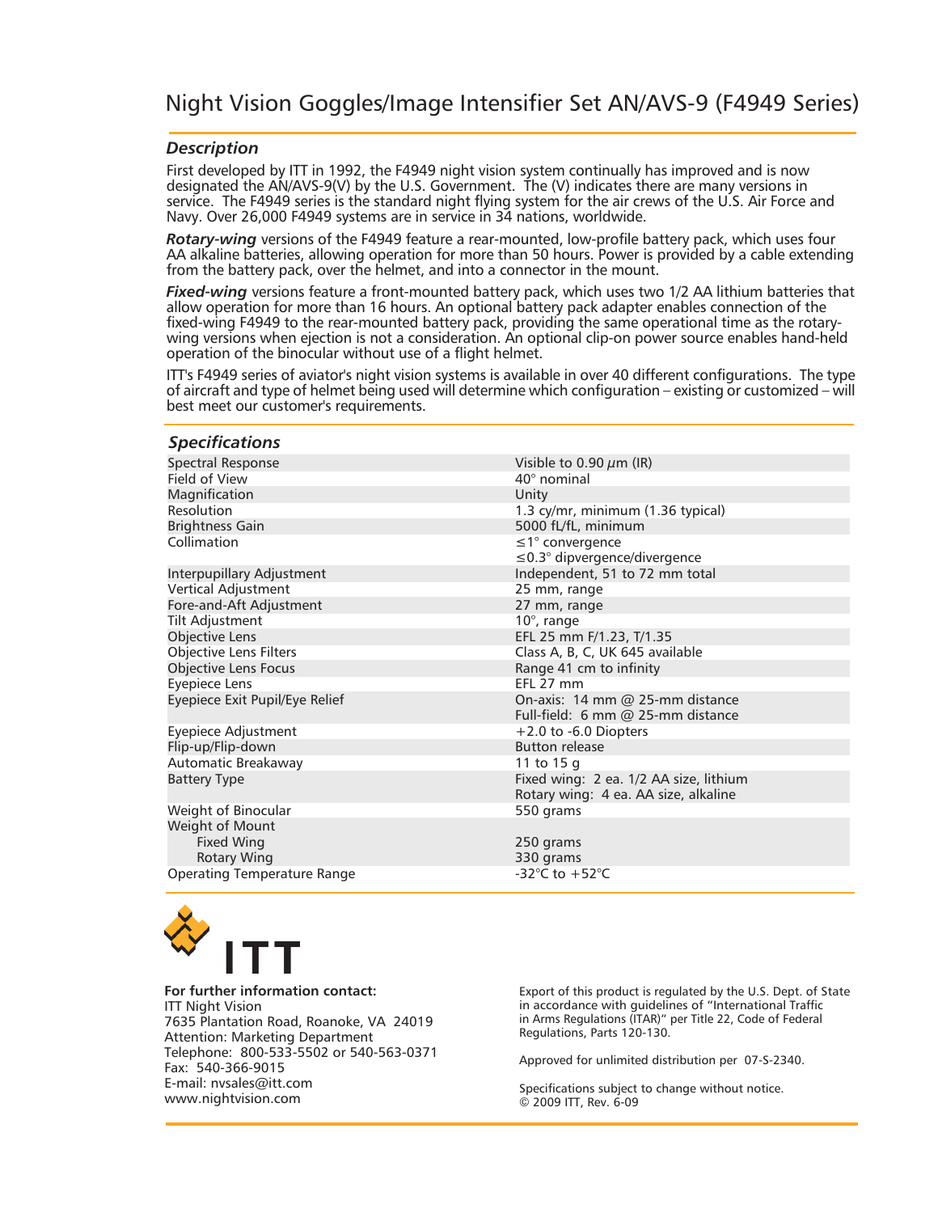# Night Vision Goggles/Image Intensifier Set AN/AVS-9 (F4949 Series)

## *Description*

First developed by ITT in 1992, the F4949 night vision system continually has improved and is now designated the AN/AVS-9(V) by the U.S. Government. The (V) indicates there are many versions in service. The F4949 series is the standard night flying system for the air crews of the U.S. Air Force and Navy. Over 26,000 F4949 systems are in service in 34 nations, worldwide.

***Rotary-wing*** versions of the F4949 feature a rear-mounted, low-profile battery pack, which uses four AA alkaline batteries, allowing operation for more than 50 hours. Power is provided by a cable extending from the battery pack, over the helmet, and into a connector in the mount.

***Fixed-wing*** versions feature a front-mounted battery pack, which uses two 1/2 AA lithium batteries that allow operation for more than 16 hours. An optional battery pack adapter enables connection of the fixed-wing F4949 to the rear-mounted battery pack, providing the same operational time as the rotary-wing versions when ejection is not a consideration. An optional clip-on power source enables hand-held operation of the binocular without use of a flight helmet.

ITT's F4949 series of aviator's night vision systems is available in over 40 different configurations. The type of aircraft and type of helmet being used will determine which configuration – existing or customized – will best meet our customer's requirements.

## *Specifications*

| | |
|---|---|
| Spectral Response | Visible to 0.90 $\mu m$ (IR) |
| Field of View | 40° nominal |
| Magnification | Unity |
| Resolution | 1.3 cy/mr, minimum (1.36 typical) |
| Brightness Gain | 5000 fL/fL, minimum |
| Collimation | ≤1° convergence<br>≤0.3° dipvergence/divergence |
| Interpupillary Adjustment | Independent, 51 to 72 mm total |
| Vertical Adjustment | 25 mm, range |
| Fore-and-Aft Adjustment | 27 mm, range |
| Tilt Adjustment | 10°, range |
| Objective Lens | EFL 25 mm F/1.23, T/1.35 |
| Objective Lens Filters | Class A, B, C, UK 645 available |
| Objective Lens Focus | Range 41 cm to infinity |
| Eyepiece Lens | EFL 27 mm |
| Eyepiece Exit Pupil/Eye Relief | On-axis: 14 mm @ 25-mm distance<br>Full-field: 6 mm @ 25-mm distance |
| Eyepiece Adjustment | +2.0 to -6.0 Diopters |
| Flip-up/Flip-down | Button release |
| Automatic Breakaway | 11 to 15 g |
| Battery Type | Fixed wing: 2 ea. 1/2 AA size, lithium<br>Rotary wing: 4 ea. AA size, alkaline |
| Weight of Binocular | 550 grams |
| Weight of Mount | |
| Fixed Wing | 250 grams |
| Rotary Wing | 330 grams |
| Operating Temperature Range | -32°C to +52°C |

ITT

**For further information contact:**
ITT Night Vision
7635 Plantation Road, Roanoke, VA 24019
Attention: Marketing Department
Telephone: 800-533-5502 or 540-563-0371
Fax: 540-366-9015
E-mail: nvsales@itt.com
www.nightvision.com

Export of this product is regulated by the U.S. Dept. of State in accordance with guidelines of "International Traffic in Arms Regulations (ITAR)" per Title 22, Code of Federal Regulations, Parts 120-130.

Approved for unlimited distribution per 07-S-2340.

Specifications subject to change without notice.
© 2009 ITT, Rev. 6-09